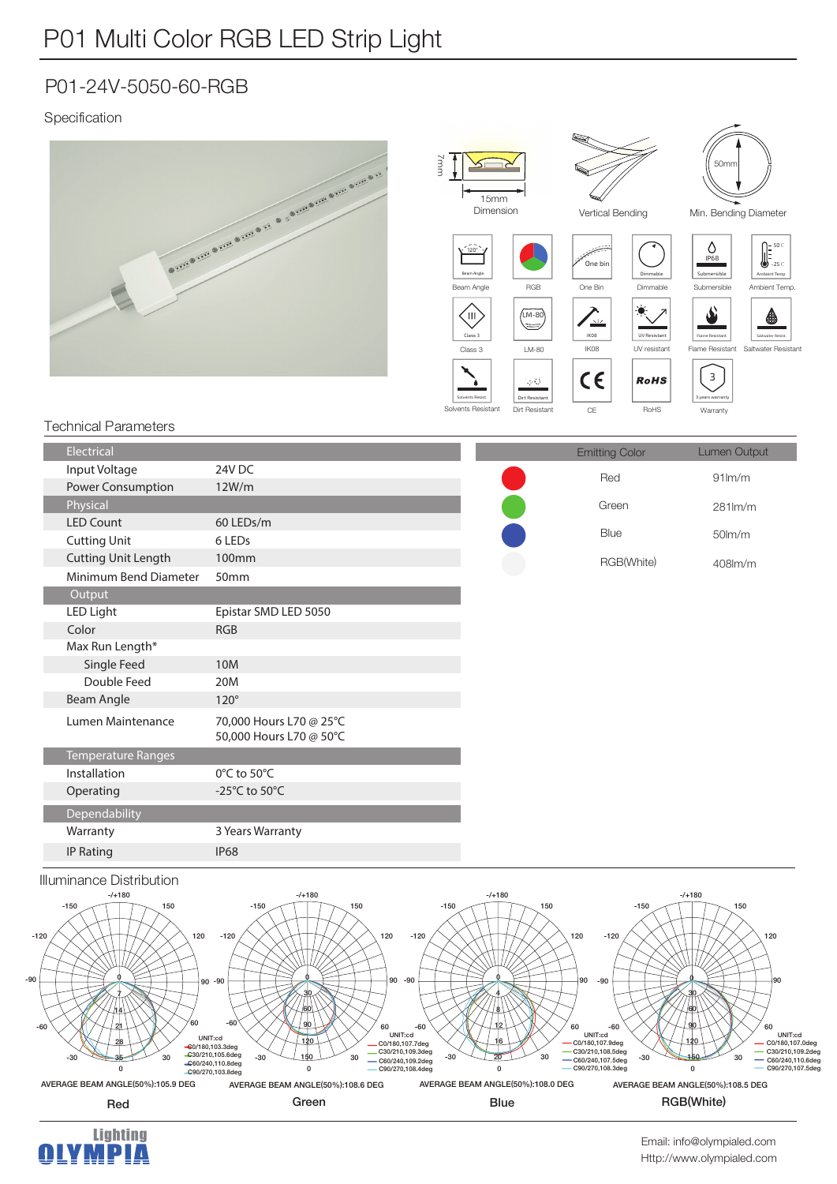# P01 Multi Color RGB LED Strip Light

## P01-24V-5050-60-RGB

Specification

7mm
15mm
Dimension

Vertical Bending

50mm
Min. Bending Diameter

Beam Angle | RGB | One Bin | Dimmable | Submersible | Ambient Temp.

Class 3 | LM-80 | IK08 | UV resistant | Flame Resistant | Saltwater Resistant

Solvents Resistant | Dirt Resistant | CE | RoHS | Warranty

## Technical Parameters

| Electrical | |
|---|---|
| Input Voltage | 24V DC |
| Power Consumption | 12W/m |
| **Physical** | |
| LED Count | 60 LEDs/m |
| Cutting Unit | 6 LEDs |
| Cutting Unit Length | 100mm |
| Minimum Bend Diameter | 50mm |
| **Output** | |
| LED Light | Epistar SMD LED 5050 |
| Color | RGB |
| Max Run Length* | |
| Single Feed | 10M |
| Double Feed | 20M |
| Beam Angle | 120° |
| Lumen Maintenance | 70,000 Hours L70 @ 25°C<br>50,000 Hours L70 @ 50°C |
| **Temperature Ranges** | |
| Installation | 0°C to 50°C |
| Operating | -25°C to 50°C |
| **Dependability** | |
| Warranty | 3 Years Warranty |
| IP Rating | IP68 |

| Emitting Color | Lumen Output |
|---|---|
| Red | 91lm/m |
| Green | 281lm/m |
| Blue | 50lm/m |
| RGB(White) | 408lm/m |

## Illuminance Distribution

**Red** — UNIT:cd; C0/180,103.3deg; C30/210,105.6deg; C60/240,110.8deg; C90/270,103.8deg
AVERAGE BEAM ANGLE(50%):105.9 DEG

**Green** — UNIT:cd; C0/180,107.7deg; C30/210,109.3deg; C60/240,109.2deg; C90/270,108.4deg
AVERAGE BEAM ANGLE(50%):108.6 DEG

**Blue** — UNIT:cd; C0/180,107.9deg; C30/210,108.5deg; C60/240,107.5deg; C90/270,108.3deg
AVERAGE BEAM ANGLE(50%):108.0 DEG

**RGB(White)** — UNIT:cd; C0/180,107.0deg; C30/210,109.2deg; C60/240,110.6deg; C90/270,107.5deg
AVERAGE BEAM ANGLE(50%):108.5 DEG

Lighting OLYMPIA

Email: info@olympialed.com
Http://www.olympialed.com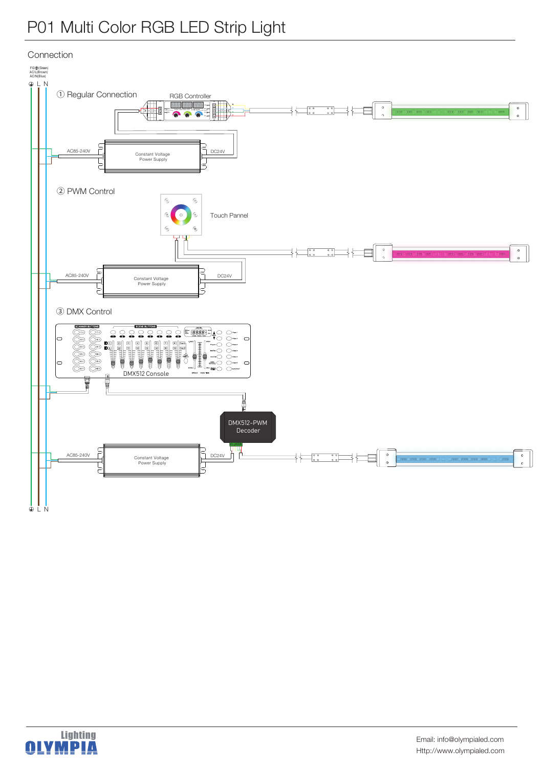# P01 Multi Color RGB LED Strip Light

## Connection

FG⏚(Green)
AC/L(Brown)
AC/N(Blue)

⏚ L N

① Regular Connection

RGB Controller

AC85-240V

Constant Voltage
Power Supply

DC24V

② PWM Control

Touch Pannel

AC85-240V

Constant Voltage
Power Supply

DC24V

③ DMX Control

DMX512 Console

DMX512-PWM
Decoder

AC85-240V

Constant Voltage
Power Supply

DC24V

⏚ L N

Email: info@olympialed.com
Http://www.olympialed.com